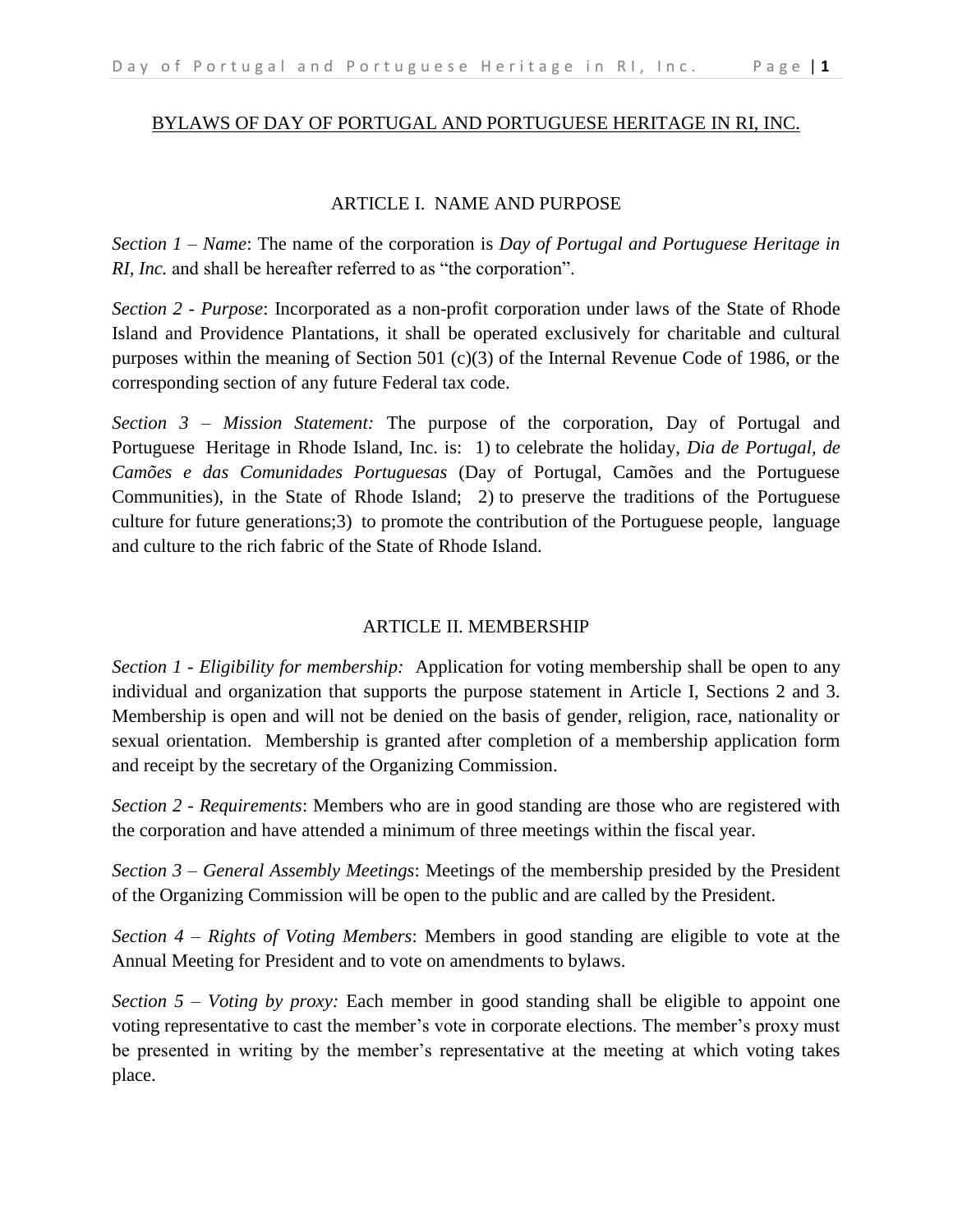# BYLAWS OF DAY OF PORTUGAL AND PORTUGUESE HERITAGE IN RI, INC.

## ARTICLE I. NAME AND PURPOSE

*Section 1 – Name*: The name of the corporation is *Day of Portugal and Portuguese Heritage in RI, Inc.* and shall be hereafter referred to as "the corporation".

*Section 2 - Purpose*: Incorporated as a non-profit corporation under laws of the State of Rhode Island and Providence Plantations, it shall be operated exclusively for charitable and cultural purposes within the meaning of Section 501 (c)(3) of the Internal Revenue Code of 1986, or the corresponding section of any future Federal tax code.

*Section 3 – Mission Statement:* The purpose of the corporation, Day of Portugal and Portuguese Heritage in Rhode Island, Inc. is: 1) to celebrate the holiday, *Dia de Portugal, de Camões e das Comunidades Portuguesas* (Day of Portugal, Camões and the Portuguese Communities), in the State of Rhode Island; 2) to preserve the traditions of the Portuguese culture for future generations;3) to promote the contribution of the Portuguese people, language and culture to the rich fabric of the State of Rhode Island.

## ARTICLE II. MEMBERSHIP

*Section 1 - Eligibility for membership:* Application for voting membership shall be open to any individual and organization that supports the purpose statement in Article I, Sections 2 and 3. Membership is open and will not be denied on the basis of gender, religion, race, nationality or sexual orientation. Membership is granted after completion of a membership application form and receipt by the secretary of the Organizing Commission.

*Section 2 - Requirements*: Members who are in good standing are those who are registered with the corporation and have attended a minimum of three meetings within the fiscal year.

*Section 3 – General Assembly Meetings*: Meetings of the membership presided by the President of the Organizing Commission will be open to the public and are called by the President.

*Section 4 – Rights of Voting Members*: Members in good standing are eligible to vote at the Annual Meeting for President and to vote on amendments to bylaws.

*Section 5 – Voting by proxy:* Each member in good standing shall be eligible to appoint one voting representative to cast the member's vote in corporate elections. The member's proxy must be presented in writing by the member's representative at the meeting at which voting takes place.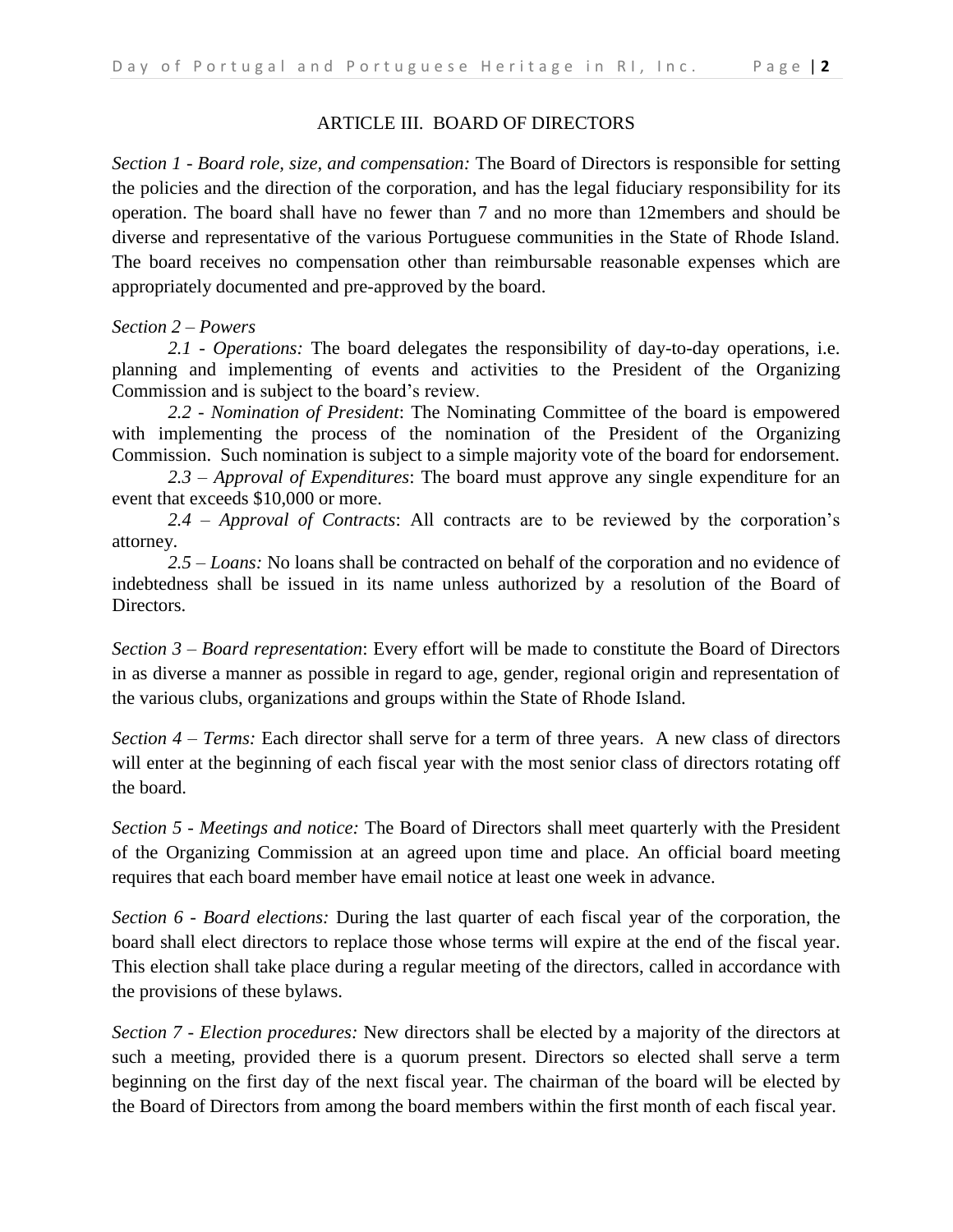## ARTICLE III. BOARD OF DIRECTORS

*Section 1 - Board role, size, and compensation:* The Board of Directors is responsible for setting the policies and the direction of the corporation, and has the legal fiduciary responsibility for its operation. The board shall have no fewer than 7 and no more than 12members and should be diverse and representative of the various Portuguese communities in the State of Rhode Island. The board receives no compensation other than reimbursable reasonable expenses which are appropriately documented and pre-approved by the board.

*Section 2 – Powers*

*2.1 - Operations:* The board delegates the responsibility of day-to-day operations, i.e. planning and implementing of events and activities to the President of the Organizing Commission and is subject to the board's review.

*2.2 - Nomination of President*: The Nominating Committee of the board is empowered with implementing the process of the nomination of the President of the Organizing Commission. Such nomination is subject to a simple majority vote of the board for endorsement.

*2.3 – Approval of Expenditures*: The board must approve any single expenditure for an event that exceeds $10,000 or more.

*2.4 – Approval of Contracts*: All contracts are to be reviewed by the corporation's attorney.

*2.5 – Loans:* No loans shall be contracted on behalf of the corporation and no evidence of indebtedness shall be issued in its name unless authorized by a resolution of the Board of Directors.

*Section 3 – Board representation*: Every effort will be made to constitute the Board of Directors in as diverse a manner as possible in regard to age, gender, regional origin and representation of the various clubs, organizations and groups within the State of Rhode Island.

*Section 4 – Terms:* Each director shall serve for a term of three years. A new class of directors will enter at the beginning of each fiscal year with the most senior class of directors rotating off the board.

*Section 5 - Meetings and notice:* The Board of Directors shall meet quarterly with the President of the Organizing Commission at an agreed upon time and place. An official board meeting requires that each board member have email notice at least one week in advance.

*Section 6 - Board elections:* During the last quarter of each fiscal year of the corporation, the board shall elect directors to replace those whose terms will expire at the end of the fiscal year. This election shall take place during a regular meeting of the directors, called in accordance with the provisions of these bylaws.

*Section 7 - Election procedures:* New directors shall be elected by a majority of the directors at such a meeting, provided there is a quorum present. Directors so elected shall serve a term beginning on the first day of the next fiscal year. The chairman of the board will be elected by the Board of Directors from among the board members within the first month of each fiscal year.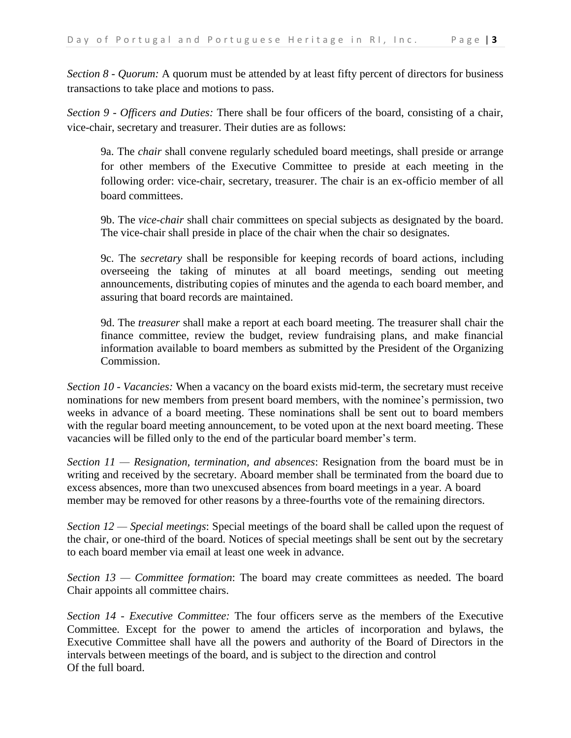*Section 8 - Quorum:* A quorum must be attended by at least fifty percent of directors for business transactions to take place and motions to pass.

*Section 9 - Officers and Duties:* There shall be four officers of the board, consisting of a chair, vice-chair, secretary and treasurer. Their duties are as follows:

> 9a. The *chair* shall convene regularly scheduled board meetings, shall preside or arrange for other members of the Executive Committee to preside at each meeting in the following order: vice-chair, secretary, treasurer. The chair is an ex-officio member of all board committees.
>
> 9b. The *vice-chair* shall chair committees on special subjects as designated by the board. The vice-chair shall preside in place of the chair when the chair so designates.
>
> 9c. The *secretary* shall be responsible for keeping records of board actions, including overseeing the taking of minutes at all board meetings, sending out meeting announcements, distributing copies of minutes and the agenda to each board member, and assuring that board records are maintained.
>
> 9d. The *treasurer* shall make a report at each board meeting. The treasurer shall chair the finance committee, review the budget, review fundraising plans, and make financial information available to board members as submitted by the President of the Organizing Commission.

*Section 10 - Vacancies:* When a vacancy on the board exists mid-term, the secretary must receive nominations for new members from present board members, with the nominee's permission, two weeks in advance of a board meeting. These nominations shall be sent out to board members with the regular board meeting announcement, to be voted upon at the next board meeting. These vacancies will be filled only to the end of the particular board member's term.

*Section 11 — Resignation, termination, and absences*: Resignation from the board must be in writing and received by the secretary. Aboard member shall be terminated from the board due to excess absences, more than two unexcused absences from board meetings in a year. A board member may be removed for other reasons by a three-fourths vote of the remaining directors.

*Section 12 — Special meetings*: Special meetings of the board shall be called upon the request of the chair, or one-third of the board. Notices of special meetings shall be sent out by the secretary to each board member via email at least one week in advance.

*Section 13 — Committee formation*: The board may create committees as needed. The board Chair appoints all committee chairs.

*Section 14 - Executive Committee:* The four officers serve as the members of the Executive Committee. Except for the power to amend the articles of incorporation and bylaws, the Executive Committee shall have all the powers and authority of the Board of Directors in the intervals between meetings of the board, and is subject to the direction and control Of the full board.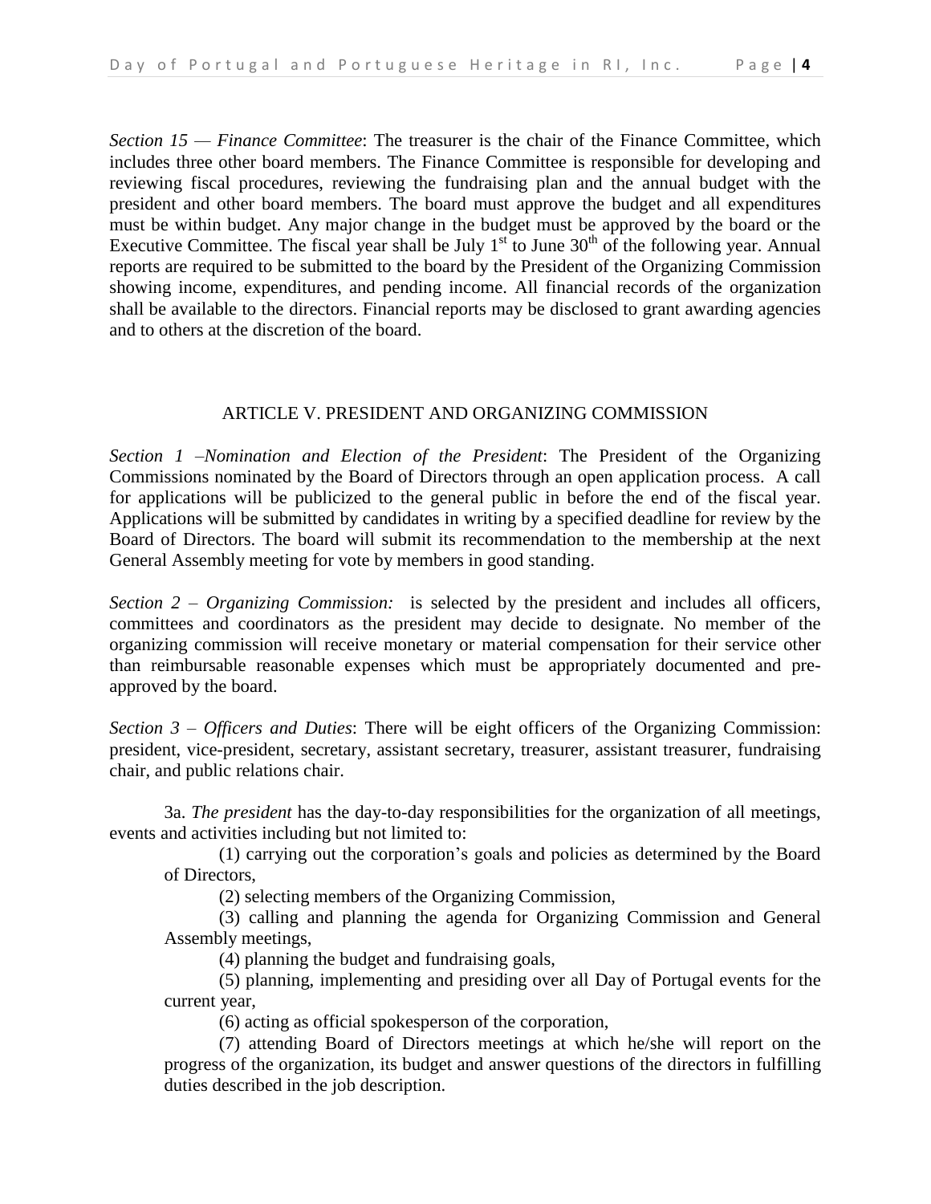*Section 15 — Finance Committee*: The treasurer is the chair of the Finance Committee, which includes three other board members. The Finance Committee is responsible for developing and reviewing fiscal procedures, reviewing the fundraising plan and the annual budget with the president and other board members. The board must approve the budget and all expenditures must be within budget. Any major change in the budget must be approved by the board or the Executive Committee. The fiscal year shall be July 1st to June 30th of the following year. Annual reports are required to be submitted to the board by the President of the Organizing Commission showing income, expenditures, and pending income. All financial records of the organization shall be available to the directors. Financial reports may be disclosed to grant awarding agencies and to others at the discretion of the board.

## ARTICLE V. PRESIDENT AND ORGANIZING COMMISSION

*Section 1 –Nomination and Election of the President*: The President of the Organizing Commissions nominated by the Board of Directors through an open application process. A call for applications will be publicized to the general public in before the end of the fiscal year. Applications will be submitted by candidates in writing by a specified deadline for review by the Board of Directors. The board will submit its recommendation to the membership at the next General Assembly meeting for vote by members in good standing.

*Section 2 – Organizing Commission:* is selected by the president and includes all officers, committees and coordinators as the president may decide to designate. No member of the organizing commission will receive monetary or material compensation for their service other than reimbursable reasonable expenses which must be appropriately documented and pre-approved by the board.

*Section 3 – Officers and Duties*: There will be eight officers of the Organizing Commission: president, vice-president, secretary, assistant secretary, treasurer, assistant treasurer, fundraising chair, and public relations chair.

3a. *The president* has the day-to-day responsibilities for the organization of all meetings, events and activities including but not limited to:

(1) carrying out the corporation's goals and policies as determined by the Board of Directors,

(2) selecting members of the Organizing Commission,

(3) calling and planning the agenda for Organizing Commission and General Assembly meetings,

(4) planning the budget and fundraising goals,

(5) planning, implementing and presiding over all Day of Portugal events for the current year,

(6) acting as official spokesperson of the corporation,

(7) attending Board of Directors meetings at which he/she will report on the progress of the organization, its budget and answer questions of the directors in fulfilling duties described in the job description.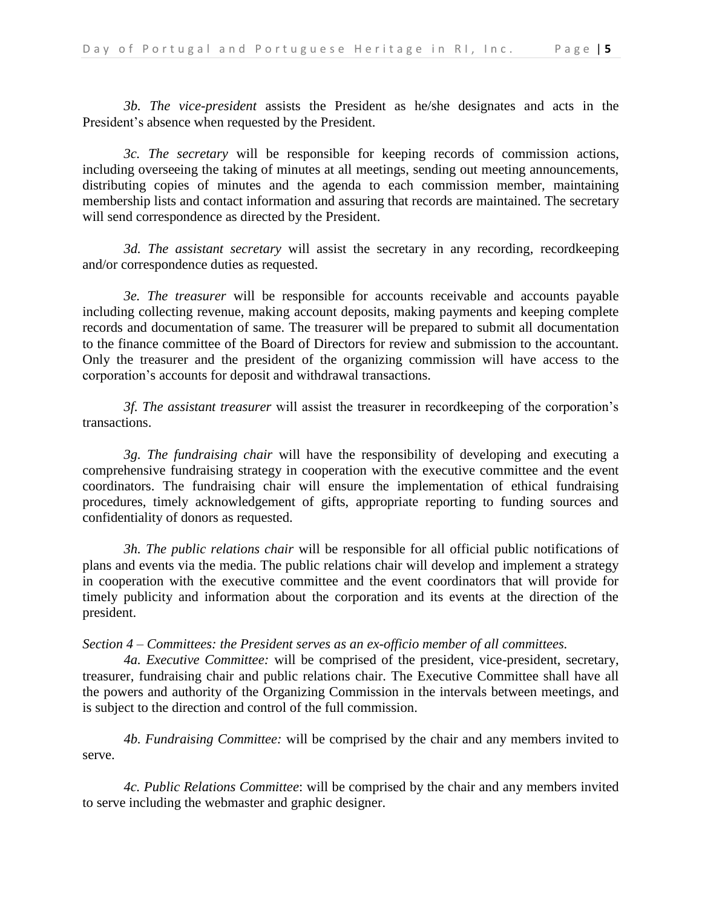*3b. The vice-president* assists the President as he/she designates and acts in the President's absence when requested by the President.

*3c. The secretary* will be responsible for keeping records of commission actions, including overseeing the taking of minutes at all meetings, sending out meeting announcements, distributing copies of minutes and the agenda to each commission member, maintaining membership lists and contact information and assuring that records are maintained. The secretary will send correspondence as directed by the President.

*3d. The assistant secretary* will assist the secretary in any recording, recordkeeping and/or correspondence duties as requested.

*3e. The treasurer* will be responsible for accounts receivable and accounts payable including collecting revenue, making account deposits, making payments and keeping complete records and documentation of same. The treasurer will be prepared to submit all documentation to the finance committee of the Board of Directors for review and submission to the accountant. Only the treasurer and the president of the organizing commission will have access to the corporation's accounts for deposit and withdrawal transactions.

*3f. The assistant treasurer* will assist the treasurer in recordkeeping of the corporation's transactions.

*3g. The fundraising chair* will have the responsibility of developing and executing a comprehensive fundraising strategy in cooperation with the executive committee and the event coordinators. The fundraising chair will ensure the implementation of ethical fundraising procedures, timely acknowledgement of gifts, appropriate reporting to funding sources and confidentiality of donors as requested.

*3h. The public relations chair* will be responsible for all official public notifications of plans and events via the media. The public relations chair will develop and implement a strategy in cooperation with the executive committee and the event coordinators that will provide for timely publicity and information about the corporation and its events at the direction of the president.

*Section 4 – Committees: the President serves as an ex-officio member of all committees.*

*4a. Executive Committee:* will be comprised of the president, vice-president, secretary, treasurer, fundraising chair and public relations chair. The Executive Committee shall have all the powers and authority of the Organizing Commission in the intervals between meetings, and is subject to the direction and control of the full commission.

*4b. Fundraising Committee:* will be comprised by the chair and any members invited to serve.

*4c. Public Relations Committee*: will be comprised by the chair and any members invited to serve including the webmaster and graphic designer.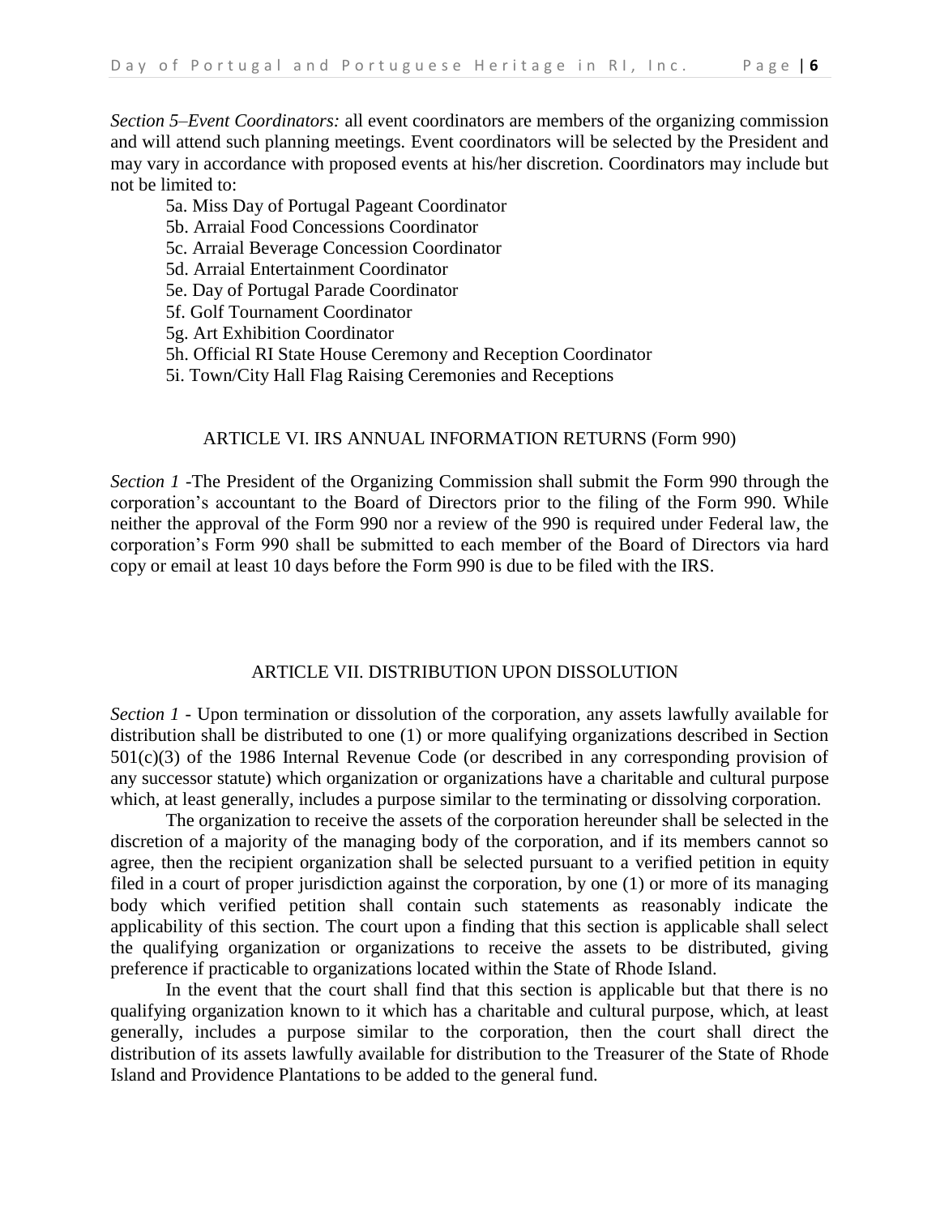*Section 5–Event Coordinators:* all event coordinators are members of the organizing commission and will attend such planning meetings. Event coordinators will be selected by the President and may vary in accordance with proposed events at his/her discretion. Coordinators may include but not be limited to:

5a. Miss Day of Portugal Pageant Coordinator
5b. Arraial Food Concessions Coordinator
5c. Arraial Beverage Concession Coordinator
5d. Arraial Entertainment Coordinator
5e. Day of Portugal Parade Coordinator
5f. Golf Tournament Coordinator
5g. Art Exhibition Coordinator
5h. Official RI State House Ceremony and Reception Coordinator
5i. Town/City Hall Flag Raising Ceremonies and Receptions

## ARTICLE VI. IRS ANNUAL INFORMATION RETURNS (Form 990)

*Section 1* -The President of the Organizing Commission shall submit the Form 990 through the corporation's accountant to the Board of Directors prior to the filing of the Form 990. While neither the approval of the Form 990 nor a review of the 990 is required under Federal law, the corporation's Form 990 shall be submitted to each member of the Board of Directors via hard copy or email at least 10 days before the Form 990 is due to be filed with the IRS.

## ARTICLE VII. DISTRIBUTION UPON DISSOLUTION

*Section 1* - Upon termination or dissolution of the corporation, any assets lawfully available for distribution shall be distributed to one (1) or more qualifying organizations described in Section 501(c)(3) of the 1986 Internal Revenue Code (or described in any corresponding provision of any successor statute) which organization or organizations have a charitable and cultural purpose which, at least generally, includes a purpose similar to the terminating or dissolving corporation.

The organization to receive the assets of the corporation hereunder shall be selected in the discretion of a majority of the managing body of the corporation, and if its members cannot so agree, then the recipient organization shall be selected pursuant to a verified petition in equity filed in a court of proper jurisdiction against the corporation, by one (1) or more of its managing body which verified petition shall contain such statements as reasonably indicate the applicability of this section. The court upon a finding that this section is applicable shall select the qualifying organization or organizations to receive the assets to be distributed, giving preference if practicable to organizations located within the State of Rhode Island.

In the event that the court shall find that this section is applicable but that there is no qualifying organization known to it which has a charitable and cultural purpose, which, at least generally, includes a purpose similar to the corporation, then the court shall direct the distribution of its assets lawfully available for distribution to the Treasurer of the State of Rhode Island and Providence Plantations to be added to the general fund.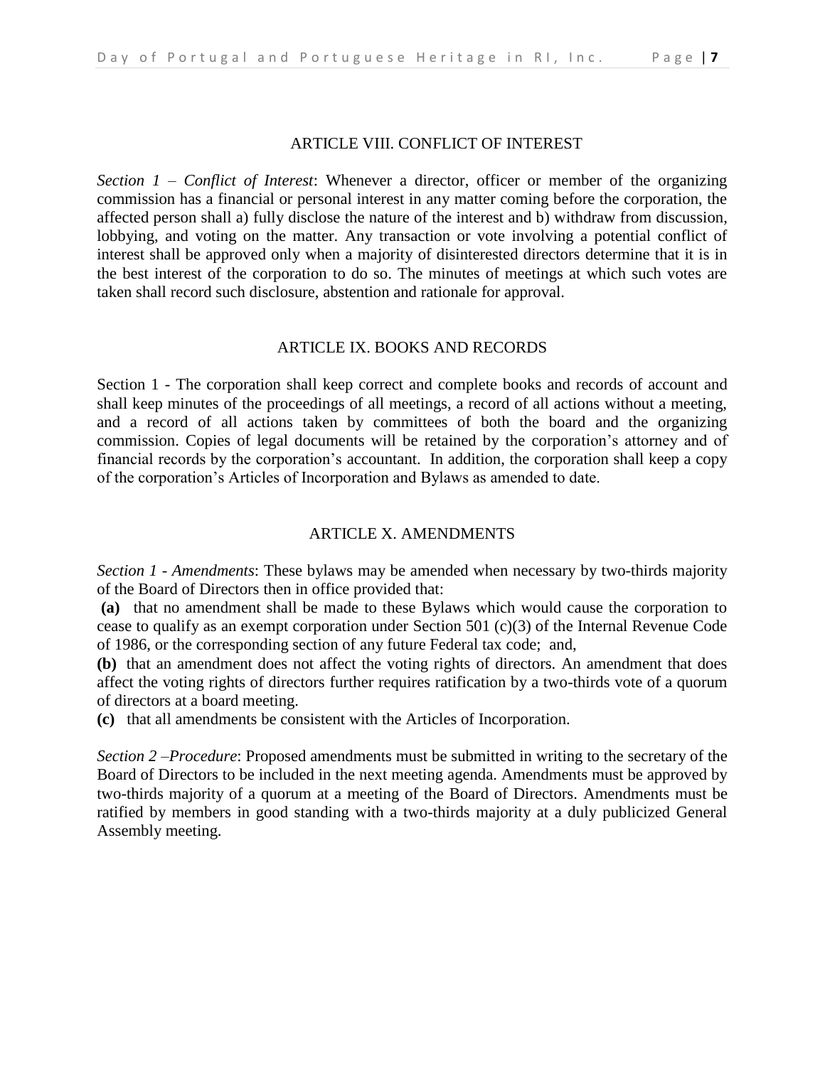## ARTICLE VIII. CONFLICT OF INTEREST

*Section 1 – Conflict of Interest*: Whenever a director, officer or member of the organizing commission has a financial or personal interest in any matter coming before the corporation, the affected person shall a) fully disclose the nature of the interest and b) withdraw from discussion, lobbying, and voting on the matter. Any transaction or vote involving a potential conflict of interest shall be approved only when a majority of disinterested directors determine that it is in the best interest of the corporation to do so. The minutes of meetings at which such votes are taken shall record such disclosure, abstention and rationale for approval.

## ARTICLE IX. BOOKS AND RECORDS

Section 1 - The corporation shall keep correct and complete books and records of account and shall keep minutes of the proceedings of all meetings, a record of all actions without a meeting, and a record of all actions taken by committees of both the board and the organizing commission. Copies of legal documents will be retained by the corporation's attorney and of financial records by the corporation's accountant. In addition, the corporation shall keep a copy of the corporation's Articles of Incorporation and Bylaws as amended to date.

## ARTICLE X. AMENDMENTS

*Section 1 - Amendments*: These bylaws may be amended when necessary by two-thirds majority of the Board of Directors then in office provided that:

**(a)** that no amendment shall be made to these Bylaws which would cause the corporation to cease to qualify as an exempt corporation under Section 501 (c)(3) of the Internal Revenue Code of 1986, or the corresponding section of any future Federal tax code; and,

**(b)** that an amendment does not affect the voting rights of directors. An amendment that does affect the voting rights of directors further requires ratification by a two-thirds vote of a quorum of directors at a board meeting.

**(c)** that all amendments be consistent with the Articles of Incorporation.

*Section 2 –Procedure*: Proposed amendments must be submitted in writing to the secretary of the Board of Directors to be included in the next meeting agenda. Amendments must be approved by two-thirds majority of a quorum at a meeting of the Board of Directors. Amendments must be ratified by members in good standing with a two-thirds majority at a duly publicized General Assembly meeting.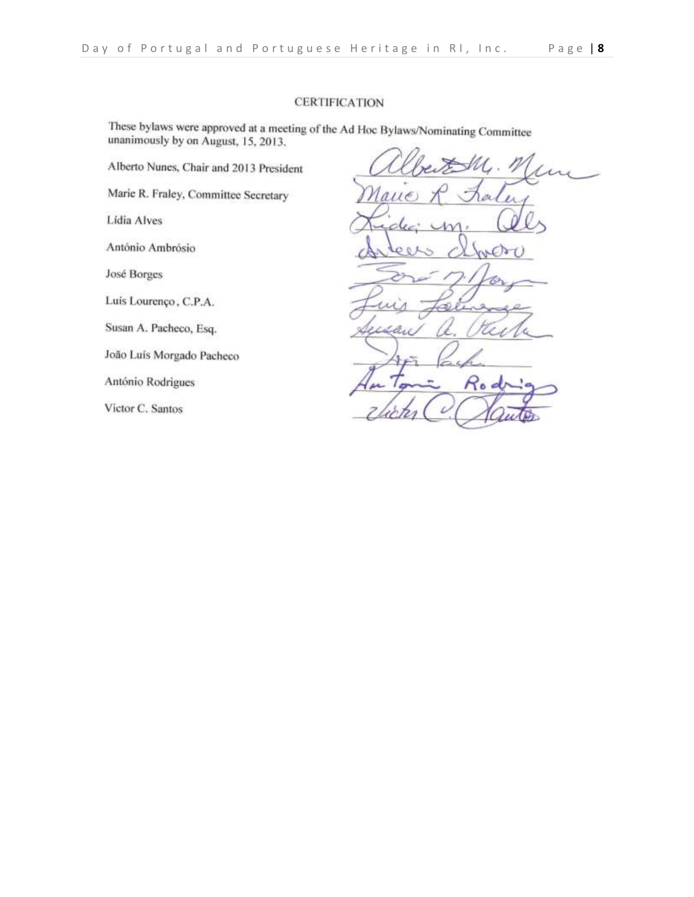## CERTIFICATION

These bylaws were approved at a meeting of the Ad Hoc Bylaws/Nominating Committee unanimously by on August, 15, 2013.

Alberto Nunes, Chair and 2013 President

Marie R. Fraley, Committee Secretary

Lídia Alves

António Ambrósio

José Borges

Luís Lourenço, C.P.A.

Susan A. Pacheco, Esq.

João Luís Morgado Pacheco

António Rodrigues

Victor C. Santos